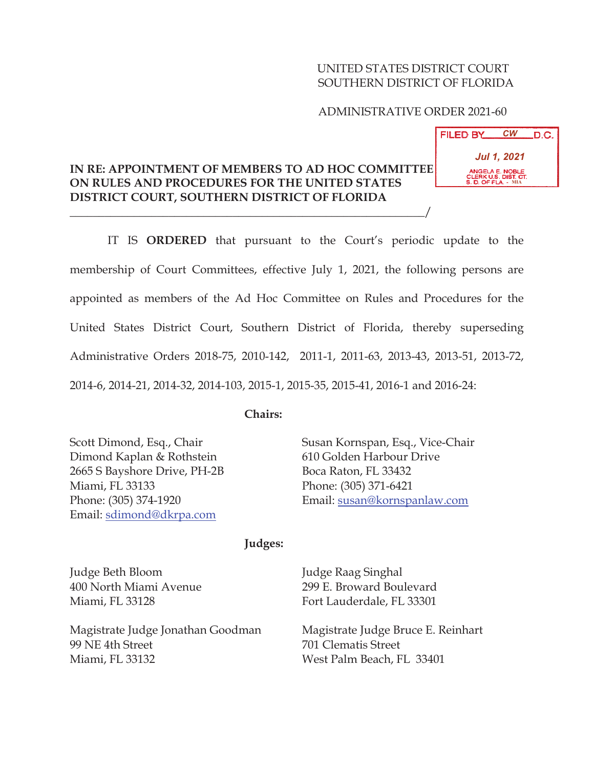UNITED STATES DISTRICT COURT
SOUTHERN DISTRICT OF FLORIDA

ADMINISTRATIVE ORDER 2021-60

FILED BY CW D.C.
Jul 1, 2021
ANGELA E. NOBLE
CLERK U.S. DIST. CT.
S. D. OF FLA. - MIA

**IN RE: APPOINTMENT OF MEMBERS TO AD HOC COMMITTEE ON RULES AND PROCEDURES FOR THE UNITED STATES DISTRICT COURT, SOUTHERN DISTRICT OF FLORIDA**
_____________________________________________________________/

IT IS **ORDERED** that pursuant to the Court's periodic update to the membership of Court Committees, effective July 1, 2021, the following persons are appointed as members of the Ad Hoc Committee on Rules and Procedures for the United States District Court, Southern District of Florida, thereby superseding Administrative Orders 2018-75, 2010-142, 2011-1, 2011-63, 2013-43, 2013-51, 2013-72, 2014-6, 2014-21, 2014-32, 2014-103, 2015-1, 2015-35, 2015-41, 2016-1 and 2016-24:

**Chairs:**

Scott Dimond, Esq., Chair
Dimond Kaplan & Rothstein
2665 S Bayshore Drive, PH-2B
Miami, FL 33133
Phone: (305) 374-1920
Email: sdimond@dkrpa.com

Susan Kornspan, Esq., Vice-Chair
610 Golden Harbour Drive
Boca Raton, FL 33432
Phone: (305) 371-6421
Email: susan@kornspanlaw.com

**Judges:**

Judge Beth Bloom
400 North Miami Avenue
Miami, FL 33128

Judge Raag Singhal
299 E. Broward Boulevard
Fort Lauderdale, FL 33301

Magistrate Judge Jonathan Goodman
99 NE 4th Street
Miami, FL 33132

Magistrate Judge Bruce E. Reinhart
701 Clematis Street
West Palm Beach, FL 33401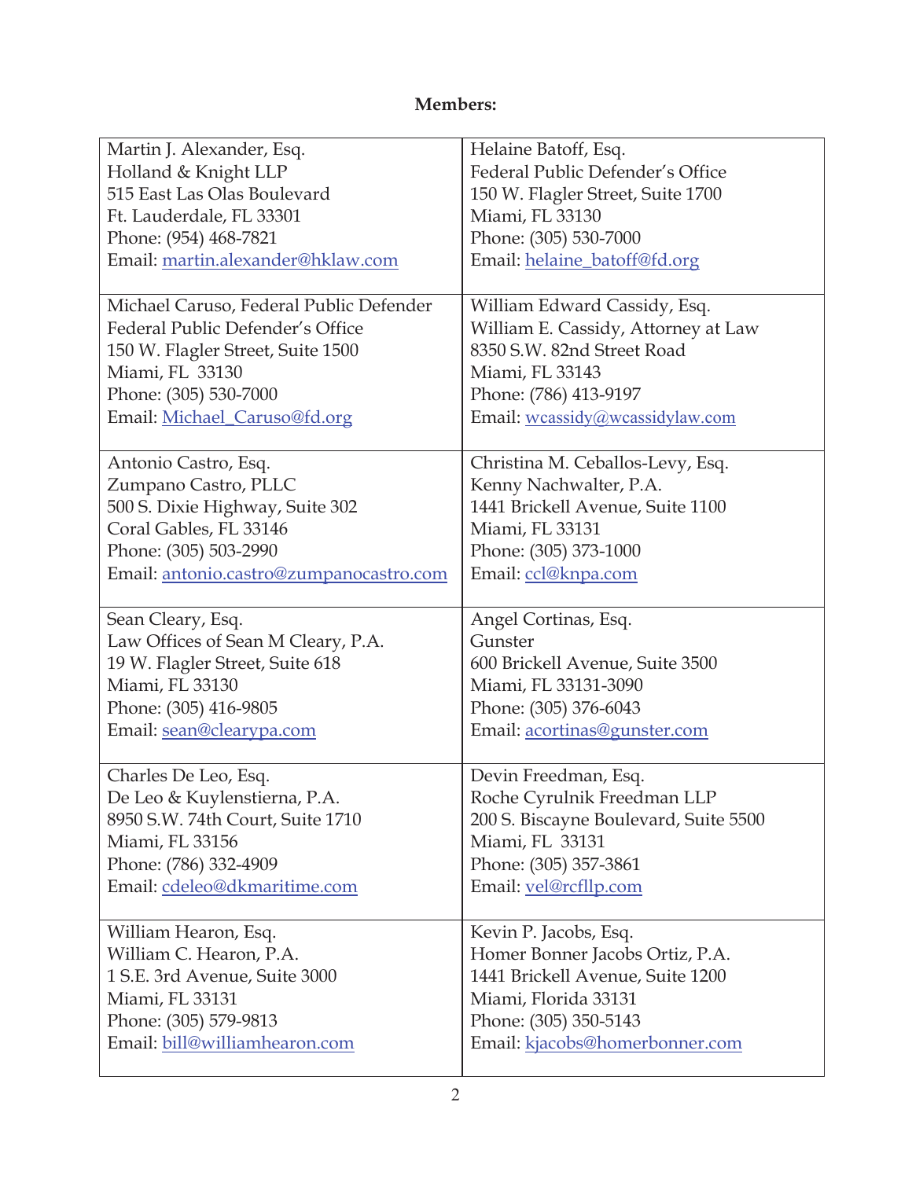**Members:**

| | |
|---|---|
| Martin J. Alexander, Esq.<br>Holland & Knight LLP<br>515 East Las Olas Boulevard<br>Ft. Lauderdale, FL 33301<br>Phone: (954) 468-7821<br>Email: martin.alexander@hklaw.com | Helaine Batoff, Esq.<br>Federal Public Defender's Office<br>150 W. Flagler Street, Suite 1700<br>Miami, FL 33130<br>Phone: (305) 530-7000<br>Email: helaine_batoff@fd.org |
| Michael Caruso, Federal Public Defender<br>Federal Public Defender's Office<br>150 W. Flagler Street, Suite 1500<br>Miami, FL 33130<br>Phone: (305) 530-7000<br>Email: Michael_Caruso@fd.org | William Edward Cassidy, Esq.<br>William E. Cassidy, Attorney at Law<br>8350 S.W. 82nd Street Road<br>Miami, FL 33143<br>Phone: (786) 413-9197<br>Email: wcassidy@wcassidylaw.com |
| Antonio Castro, Esq.<br>Zumpano Castro, PLLC<br>500 S. Dixie Highway, Suite 302<br>Coral Gables, FL 33146<br>Phone: (305) 503-2990<br>Email: antonio.castro@zumpanocastro.com | Christina M. Ceballos-Levy, Esq.<br>Kenny Nachwalter, P.A.<br>1441 Brickell Avenue, Suite 1100<br>Miami, FL 33131<br>Phone: (305) 373-1000<br>Email: ccl@knpa.com |
| Sean Cleary, Esq.<br>Law Offices of Sean M Cleary, P.A.<br>19 W. Flagler Street, Suite 618<br>Miami, FL 33130<br>Phone: (305) 416-9805<br>Email: sean@clearypa.com | Angel Cortinas, Esq.<br>Gunster<br>600 Brickell Avenue, Suite 3500<br>Miami, FL 33131-3090<br>Phone: (305) 376-6043<br>Email: acortinas@gunster.com |
| Charles De Leo, Esq.<br>De Leo & Kuylenstierna, P.A.<br>8950 S.W. 74th Court, Suite 1710<br>Miami, FL 33156<br>Phone: (786) 332-4909<br>Email: cdeleo@dkmaritime.com | Devin Freedman, Esq.<br>Roche Cyrulnik Freedman LLP<br>200 S. Biscayne Boulevard, Suite 5500<br>Miami, FL 33131<br>Phone: (305) 357-3861<br>Email: vel@rcfllp.com |
| William Hearon, Esq.<br>William C. Hearon, P.A.<br>1 S.E. 3rd Avenue, Suite 3000<br>Miami, FL 33131<br>Phone: (305) 579-9813<br>Email: bill@williamhearon.com | Kevin P. Jacobs, Esq.<br>Homer Bonner Jacobs Ortiz, P.A.<br>1441 Brickell Avenue, Suite 1200<br>Miami, Florida 33131<br>Phone: (305) 350-5143<br>Email: kjacobs@homerbonner.com |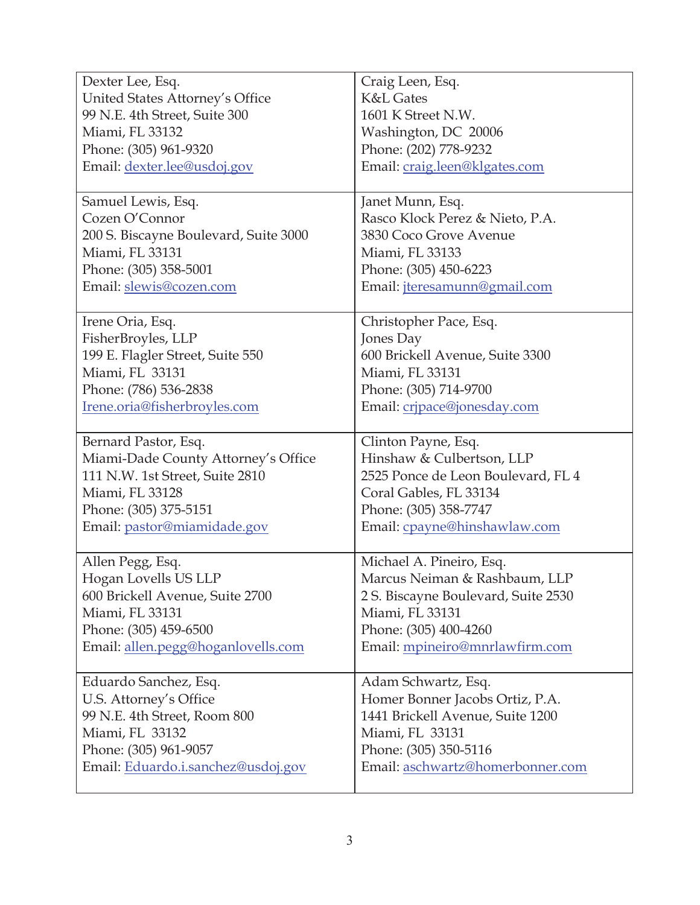| | |
|---|---|
| Dexter Lee, Esq.<br>United States Attorney's Office<br>99 N.E. 4th Street, Suite 300<br>Miami, FL 33132<br>Phone: (305) 961-9320<br>Email: dexter.lee@usdoj.gov | Craig Leen, Esq.<br>K&L Gates<br>1601 K Street N.W.<br>Washington, DC 20006<br>Phone: (202) 778-9232<br>Email: craig.leen@klgates.com |
| Samuel Lewis, Esq.<br>Cozen O'Connor<br>200 S. Biscayne Boulevard, Suite 3000<br>Miami, FL 33131<br>Phone: (305) 358-5001<br>Email: slewis@cozen.com | Janet Munn, Esq.<br>Rasco Klock Perez & Nieto, P.A.<br>3830 Coco Grove Avenue<br>Miami, FL 33133<br>Phone: (305) 450-6223<br>Email: jteresamunn@gmail.com |
| Irene Oria, Esq.<br>FisherBroyles, LLP<br>199 E. Flagler Street, Suite 550<br>Miami, FL 33131<br>Phone: (786) 536-2838<br>Irene.oria@fisherbroyles.com | Christopher Pace, Esq.<br>Jones Day<br>600 Brickell Avenue, Suite 3300<br>Miami, FL 33131<br>Phone: (305) 714-9700<br>Email: crjpace@jonesday.com |
| Bernard Pastor, Esq.<br>Miami-Dade County Attorney's Office<br>111 N.W. 1st Street, Suite 2810<br>Miami, FL 33128<br>Phone: (305) 375-5151<br>Email: pastor@miamidade.gov | Clinton Payne, Esq.<br>Hinshaw & Culbertson, LLP<br>2525 Ponce de Leon Boulevard, FL 4<br>Coral Gables, FL 33134<br>Phone: (305) 358-7747<br>Email: cpayne@hinshawlaw.com |
| Allen Pegg, Esq.<br>Hogan Lovells US LLP<br>600 Brickell Avenue, Suite 2700<br>Miami, FL 33131<br>Phone: (305) 459-6500<br>Email: allen.pegg@hoganlovells.com | Michael A. Pineiro, Esq.<br>Marcus Neiman & Rashbaum, LLP<br>2 S. Biscayne Boulevard, Suite 2530<br>Miami, FL 33131<br>Phone: (305) 400-4260<br>Email: mpineiro@mnrlawfirm.com |
| Eduardo Sanchez, Esq.<br>U.S. Attorney's Office<br>99 N.E. 4th Street, Room 800<br>Miami, FL 33132<br>Phone: (305) 961-9057<br>Email: Eduardo.i.sanchez@usdoj.gov | Adam Schwartz, Esq.<br>Homer Bonner Jacobs Ortiz, P.A.<br>1441 Brickell Avenue, Suite 1200<br>Miami, FL 33131<br>Phone: (305) 350-5116<br>Email: aschwartz@homerbonner.com |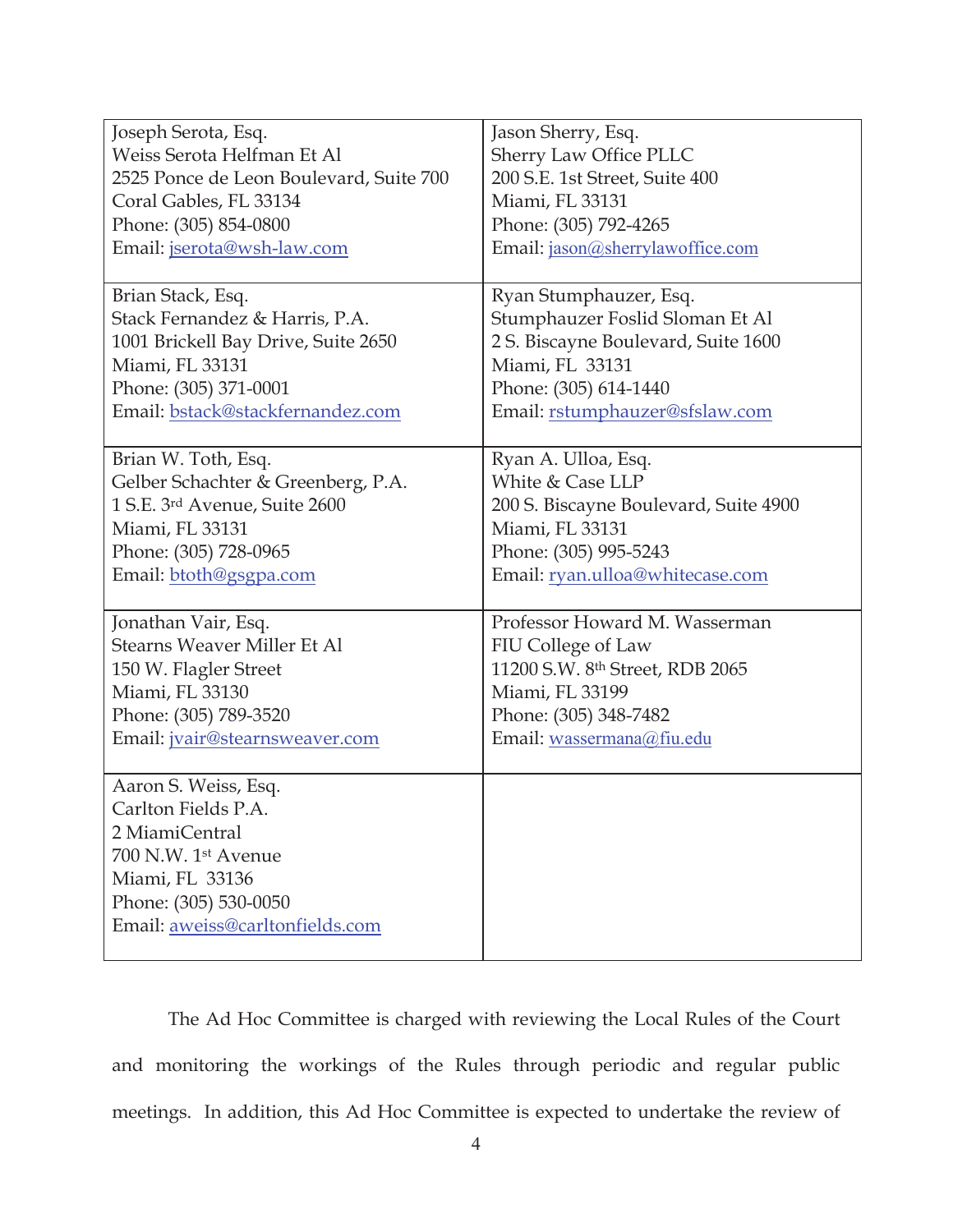| | |
|---|---|
| Joseph Serota, Esq.<br>Weiss Serota Helfman Et Al<br>2525 Ponce de Leon Boulevard, Suite 700<br>Coral Gables, FL 33134<br>Phone: (305) 854-0800<br>Email: jserota@wsh-law.com | Jason Sherry, Esq.<br>Sherry Law Office PLLC<br>200 S.E. 1st Street, Suite 400<br>Miami, FL 33131<br>Phone: (305) 792-4265<br>Email: jason@sherrylawoffice.com |
| Brian Stack, Esq.<br>Stack Fernandez & Harris, P.A.<br>1001 Brickell Bay Drive, Suite 2650<br>Miami, FL 33131<br>Phone: (305) 371-0001<br>Email: bstack@stackfernandez.com | Ryan Stumphauzer, Esq.<br>Stumphauzer Foslid Sloman Et Al<br>2 S. Biscayne Boulevard, Suite 1600<br>Miami, FL 33131<br>Phone: (305) 614-1440<br>Email: rstumphauzer@sfslaw.com |
| Brian W. Toth, Esq.<br>Gelber Schachter & Greenberg, P.A.<br>1 S.E. 3rd Avenue, Suite 2600<br>Miami, FL 33131<br>Phone: (305) 728-0965<br>Email: btoth@gsgpa.com | Ryan A. Ulloa, Esq.<br>White & Case LLP<br>200 S. Biscayne Boulevard, Suite 4900<br>Miami, FL 33131<br>Phone: (305) 995-5243<br>Email: ryan.ulloa@whitecase.com |
| Jonathan Vair, Esq.<br>Stearns Weaver Miller Et Al<br>150 W. Flagler Street<br>Miami, FL 33130<br>Phone: (305) 789-3520<br>Email: jvair@stearnsweaver.com | Professor Howard M. Wasserman<br>FIU College of Law<br>11200 S.W. 8th Street, RDB 2065<br>Miami, FL 33199<br>Phone: (305) 348-7482<br>Email: wassermana@fiu.edu |
| Aaron S. Weiss, Esq.<br>Carlton Fields P.A.<br>2 MiamiCentral<br>700 N.W. 1st Avenue<br>Miami, FL 33136<br>Phone: (305) 530-0050<br>Email: aweiss@carltonfields.com | |

The Ad Hoc Committee is charged with reviewing the Local Rules of the Court and monitoring the workings of the Rules through periodic and regular public meetings. In addition, this Ad Hoc Committee is expected to undertake the review of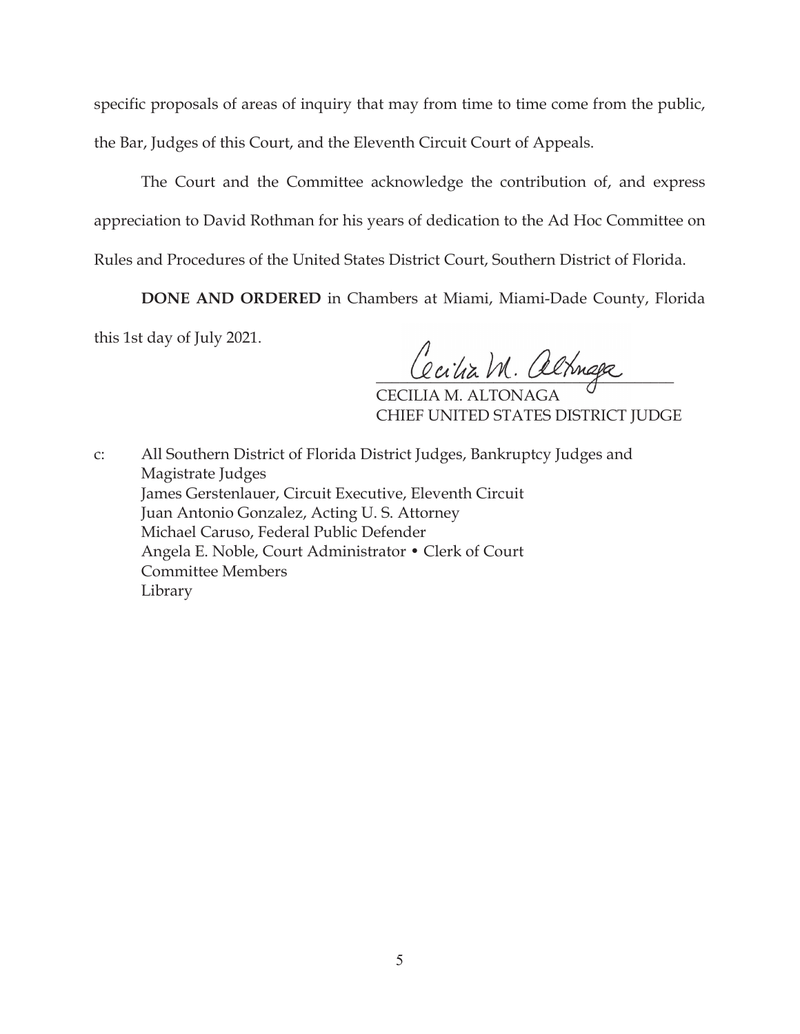specific proposals of areas of inquiry that may from time to time come from the public, the Bar, Judges of this Court, and the Eleventh Circuit Court of Appeals.

The Court and the Committee acknowledge the contribution of, and express appreciation to David Rothman for his years of dedication to the Ad Hoc Committee on Rules and Procedures of the United States District Court, Southern District of Florida.

**DONE AND ORDERED** in Chambers at Miami, Miami-Dade County, Florida this 1st day of July 2021.

CECILIA M. ALTONAGA
CHIEF UNITED STATES DISTRICT JUDGE

c: All Southern District of Florida District Judges, Bankruptcy Judges and Magistrate Judges
James Gerstenlauer, Circuit Executive, Eleventh Circuit
Juan Antonio Gonzalez, Acting U. S. Attorney
Michael Caruso, Federal Public Defender
Angela E. Noble, Court Administrator • Clerk of Court
Committee Members
Library